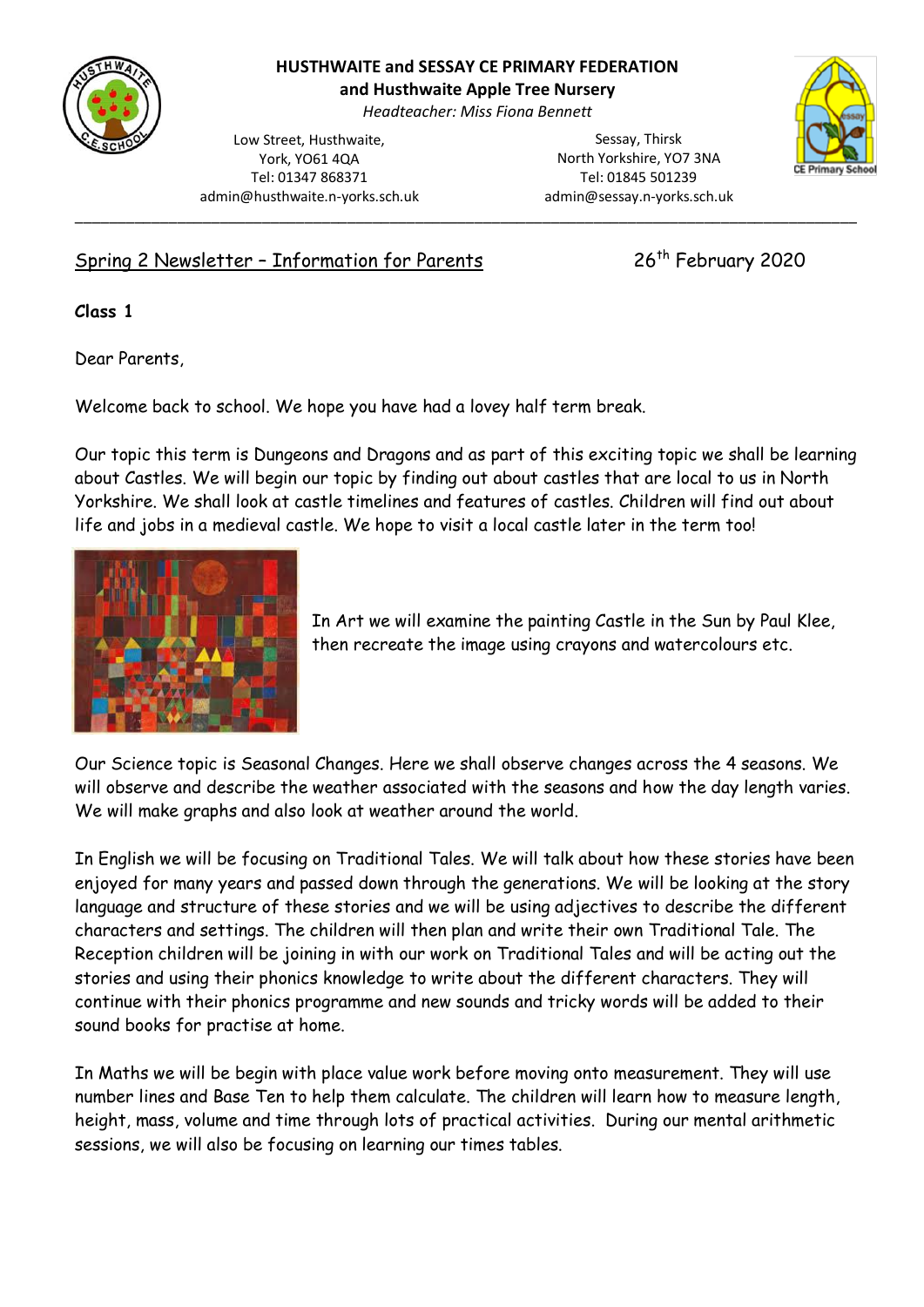**HUSTHWAITE and SESSAY CE PRIMARY FEDERATION**
**and Husthwaite Apple Tree Nursery**
*Headteacher: Miss Fiona Bennett*

Low Street, Husthwaite,
York, YO61 4QA
Tel: 01347 868371
admin@husthwaite.n-yorks.sch.uk

Sessay, Thirsk
North Yorkshire, YO7 3NA
Tel: 01845 501239
admin@sessay.n-yorks.sch.uk

---

Spring 2 Newsletter – Information for Parents

26th February 2020

**Class 1**

Dear Parents,

Welcome back to school. We hope you have had a lovey half term break.

Our topic this term is Dungeons and Dragons and as part of this exciting topic we shall be learning about Castles. We will begin our topic by finding out about castles that are local to us in North Yorkshire. We shall look at castle timelines and features of castles. Children will find out about life and jobs in a medieval castle. We hope to visit a local castle later in the term too!

In Art we will examine the painting Castle in the Sun by Paul Klee, then recreate the image using crayons and watercolours etc.

Our Science topic is Seasonal Changes. Here we shall observe changes across the 4 seasons. We will observe and describe the weather associated with the seasons and how the day length varies. We will make graphs and also look at weather around the world.

In English we will be focusing on Traditional Tales. We will talk about how these stories have been enjoyed for many years and passed down through the generations. We will be looking at the story language and structure of these stories and we will be using adjectives to describe the different characters and settings. The children will then plan and write their own Traditional Tale. The Reception children will be joining in with our work on Traditional Tales and will be acting out the stories and using their phonics knowledge to write about the different characters. They will continue with their phonics programme and new sounds and tricky words will be added to their sound books for practise at home.

In Maths we will be begin with place value work before moving onto measurement. They will use number lines and Base Ten to help them calculate. The children will learn how to measure length, height, mass, volume and time through lots of practical activities. During our mental arithmetic sessions, we will also be focusing on learning our times tables.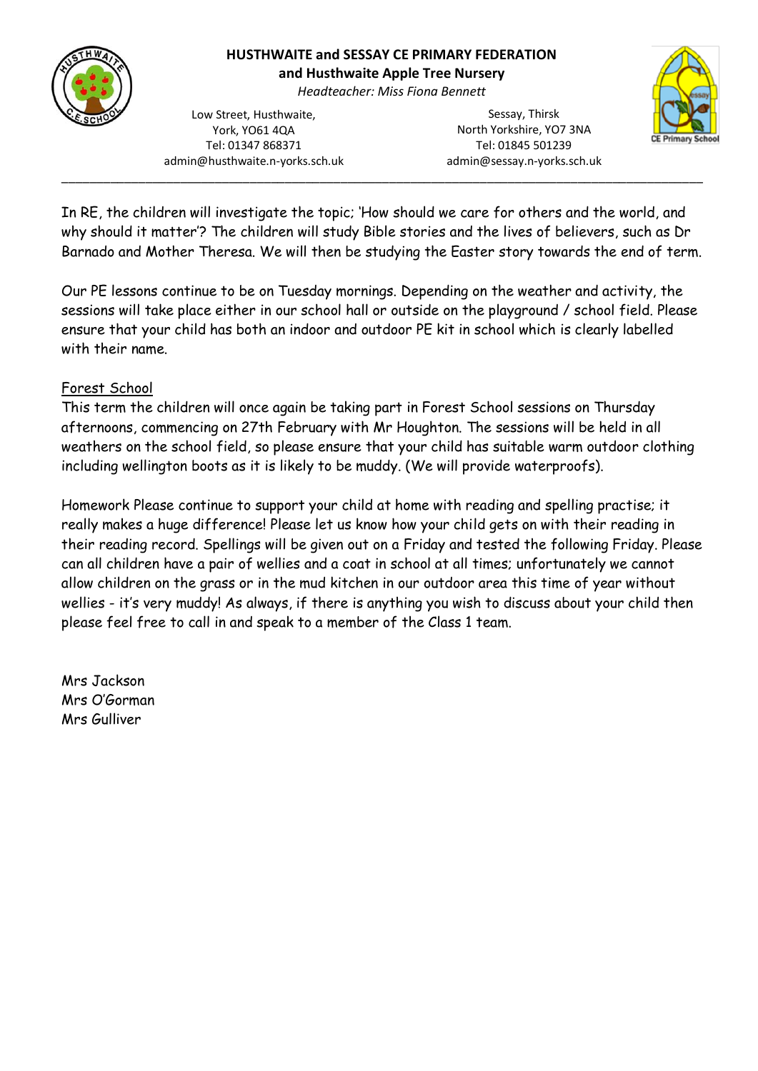**HUSTHWAITE and SESSAY CE PRIMARY FEDERATION**
**and Husthwaite Apple Tree Nursery**
*Headteacher: Miss Fiona Bennett*

Low Street, Husthwaite,
York, YO61 4QA
Tel: 01347 868371
admin@husthwaite.n-yorks.sch.uk

Sessay, Thirsk
North Yorkshire, YO7 3NA
Tel: 01845 501239
admin@sessay.n-yorks.sch.uk

---

In RE, the children will investigate the topic; 'How should we care for others and the world, and why should it matter'? The children will study Bible stories and the lives of believers, such as Dr Barnado and Mother Theresa. We will then be studying the Easter story towards the end of term.

Our PE lessons continue to be on Tuesday mornings. Depending on the weather and activity, the sessions will take place either in our school hall or outside on the playground / school field. Please ensure that your child has both an indoor and outdoor PE kit in school which is clearly labelled with their name.

Forest School

This term the children will once again be taking part in Forest School sessions on Thursday afternoons, commencing on 27th February with Mr Houghton. The sessions will be held in all weathers on the school field, so please ensure that your child has suitable warm outdoor clothing including wellington boots as it is likely to be muddy. (We will provide waterproofs).

Homework Please continue to support your child at home with reading and spelling practise; it really makes a huge difference! Please let us know how your child gets on with their reading in their reading record. Spellings will be given out on a Friday and tested the following Friday. Please can all children have a pair of wellies and a coat in school at all times; unfortunately we cannot allow children on the grass or in the mud kitchen in our outdoor area this time of year without wellies - it's very muddy! As always, if there is anything you wish to discuss about your child then please feel free to call in and speak to a member of the Class 1 team.

Mrs Jackson
Mrs O'Gorman
Mrs Gulliver